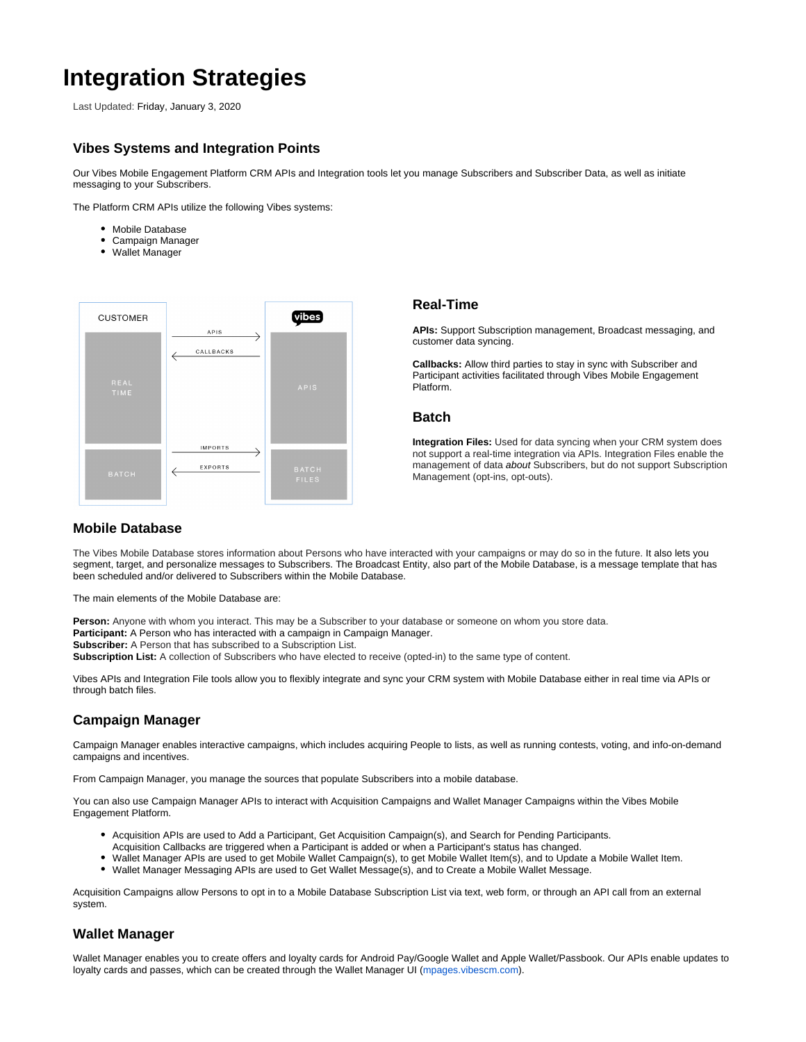# Integration Strategies

Last Updated: Friday, January 3, 2020

## Vibes Systems and Integration Points

Our Vibes Mobile Engagement Platform CRM APIs and Integration tools let you manage Subscribers and Subscriber Data, as well as initiate messaging to your Subscribers.

The Platform CRM APIs utilize the following Vibes systems:

- Mobile Database
- Campaign Manager
- Wallet Manager

### Real-Time

**APIs:** Support Subscription management, Broadcast messaging, and customer data syncing.

**Callbacks:** Allow third parties to stay in sync with Subscriber and Participant activities facilitated through Vibes Mobile Engagement Platform.

### Batch

**Integration Files:** Used for data syncing when your CRM system does not support a real-time integration via APIs. Integration Files enable the management of data *about* Subscribers, but do not support Subscription Management (opt-ins, opt-outs).

## Mobile Database

The Vibes Mobile Database stores information about Persons who have interacted with your campaigns or may do so in the future. It also lets you segment, target, and personalize messages to Subscribers. The Broadcast Entity, also part of the Mobile Database, is a message template that has been scheduled and/or delivered to Subscribers within the Mobile Database.

The main elements of the Mobile Database are:

**Person:** Anyone with whom you interact. This may be a Subscriber to your database or someone on whom you store data.
**Participant:** A Person who has interacted with a campaign in Campaign Manager.
**Subscriber:** A Person that has subscribed to a Subscription List.
**Subscription List:** A collection of Subscribers who have elected to receive (opted-in) to the same type of content.

Vibes APIs and Integration File tools allow you to flexibly integrate and sync your CRM system with Mobile Database either in real time via APIs or through batch files.

## Campaign Manager

Campaign Manager enables interactive campaigns, which includes acquiring People to lists, as well as running contests, voting, and info-on-demand campaigns and incentives.

From Campaign Manager, you manage the sources that populate Subscribers into a mobile database.

You can also use Campaign Manager APIs to interact with Acquisition Campaigns and Wallet Manager Campaigns within the Vibes Mobile Engagement Platform.

- Acquisition APIs are used to Add a Participant, Get Acquisition Campaign(s), and Search for Pending Participants. Acquisition Callbacks are triggered when a Participant is added or when a Participant's status has changed.
- Wallet Manager APIs are used to get Mobile Wallet Campaign(s), to get Mobile Wallet Item(s), and to Update a Mobile Wallet Item.
- Wallet Manager Messaging APIs are used to Get Wallet Message(s), and to Create a Mobile Wallet Message.

Acquisition Campaigns allow Persons to opt in to a Mobile Database Subscription List via text, web form, or through an API call from an external system.

## Wallet Manager

Wallet Manager enables you to create offers and loyalty cards for Android Pay/Google Wallet and Apple Wallet/Passbook. Our APIs enable updates to loyalty cards and passes, which can be created through the Wallet Manager UI (mpages.vibescm.com).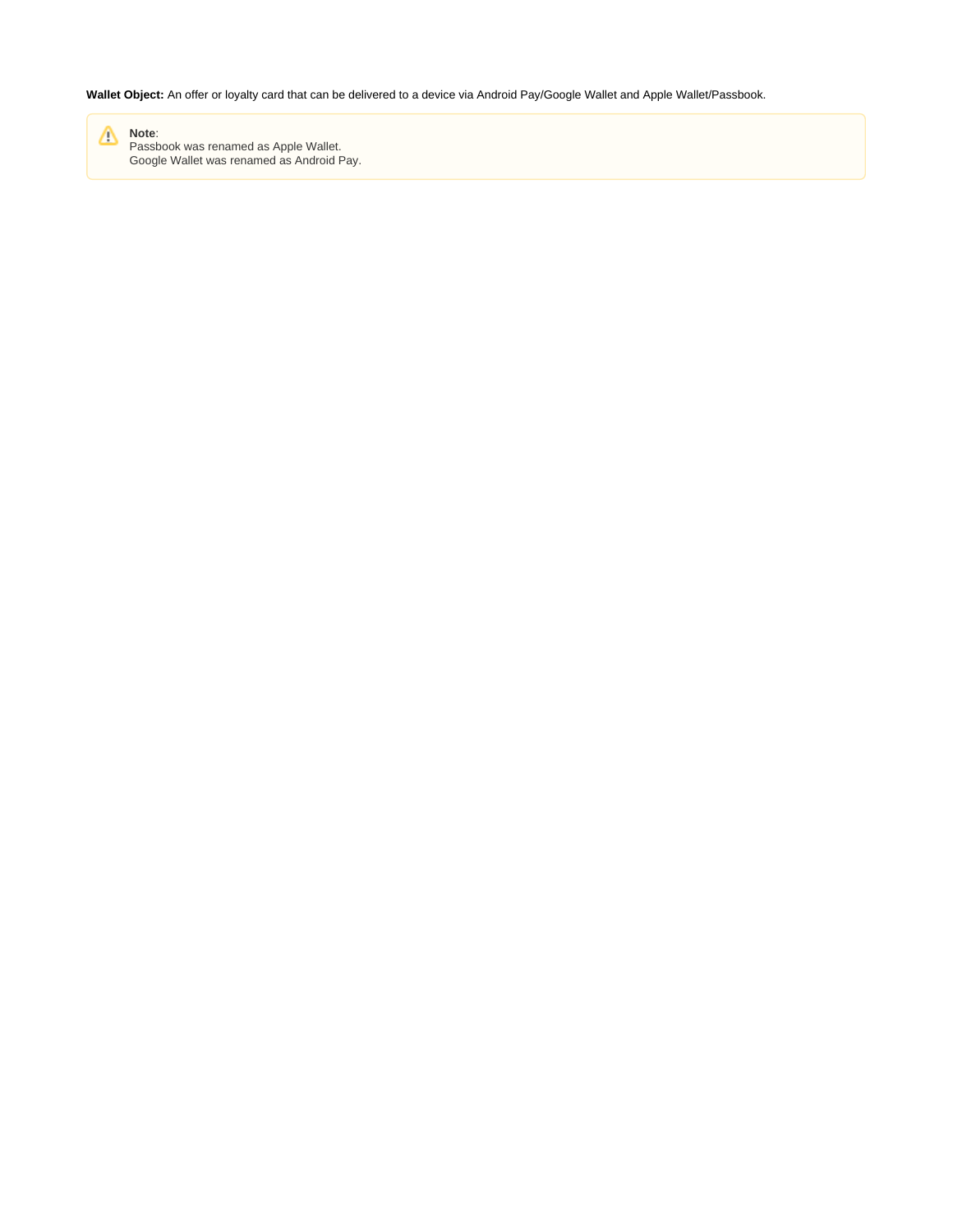**Wallet Object:** An offer or loyalty card that can be delivered to a device via Android Pay/Google Wallet and Apple Wallet/Passbook.

> **Note**:
> Passbook was renamed as Apple Wallet.
> Google Wallet was renamed as Android Pay.